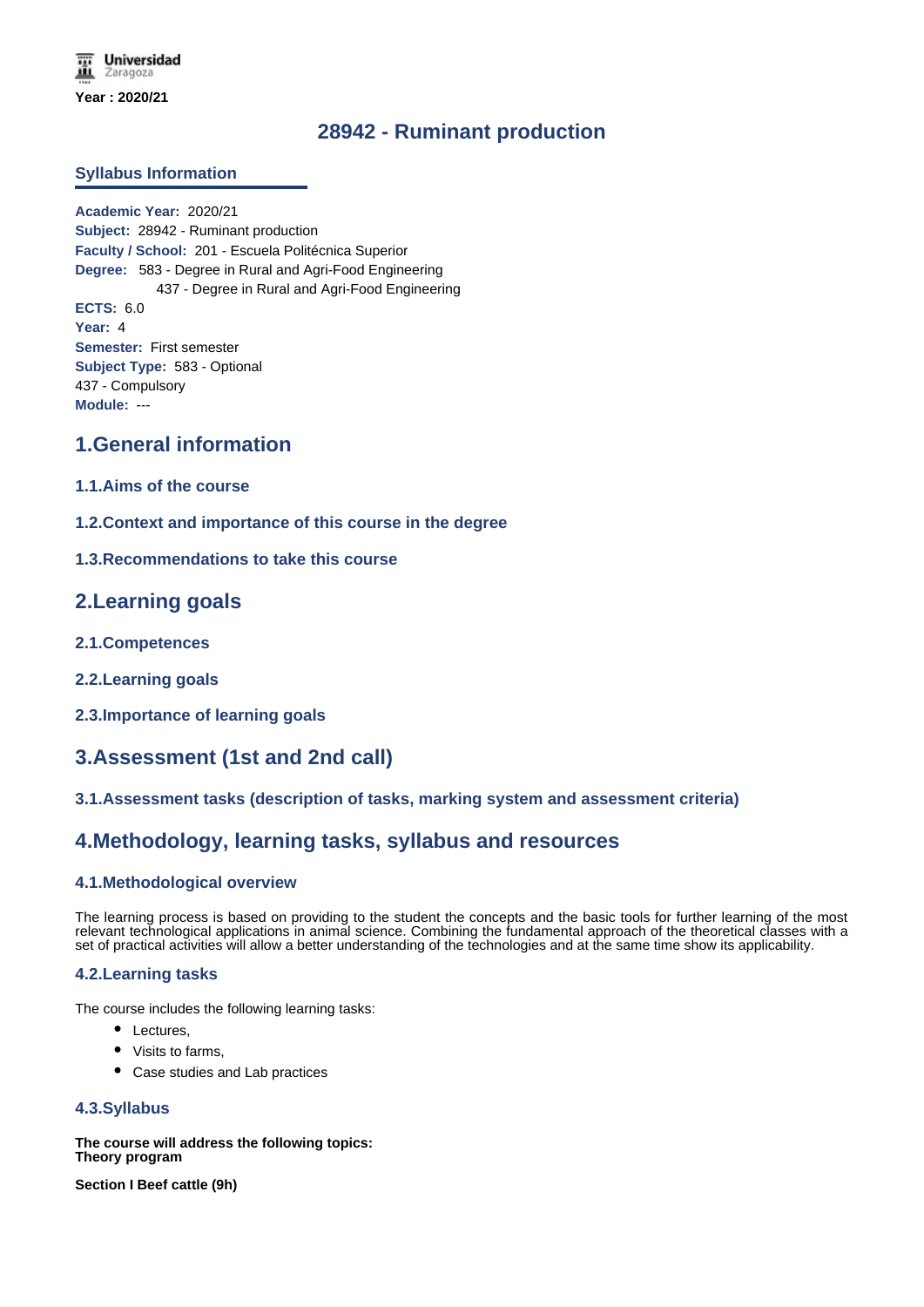Universidad Zaragoza

Year : 2020/21

# 28942 - Ruminant production

## Syllabus Information

**Academic Year:** 2020/21
**Subject:** 28942 - Ruminant production
**Faculty / School:** 201 - Escuela Politécnica Superior
**Degree:** 583 - Degree in Rural and Agri-Food Engineering
437 - Degree in Rural and Agri-Food Engineering
**ECTS:** 6.0
**Year:** 4
**Semester:** First semester
**Subject Type:** 583 - Optional
437 - Compulsory
**Module:** ---

## 1.General information

### 1.1.Aims of the course

### 1.2.Context and importance of this course in the degree

### 1.3.Recommendations to take this course

## 2.Learning goals

### 2.1.Competences

### 2.2.Learning goals

### 2.3.Importance of learning goals

## 3.Assessment (1st and 2nd call)

### 3.1.Assessment tasks (description of tasks, marking system and assessment criteria)

## 4.Methodology, learning tasks, syllabus and resources

### 4.1.Methodological overview

The learning process is based on providing to the student the concepts and the basic tools for further learning of the most relevant technological applications in animal science. Combining the fundamental approach of the theoretical classes with a set of practical activities will allow a better understanding of the technologies and at the same time show its applicability.

### 4.2.Learning tasks

The course includes the following learning tasks:

- Lectures,
- Visits to farms,
- Case studies and Lab practices

### 4.3.Syllabus

**The course will address the following topics:**
**Theory program**

**Section I Beef cattle (9h)**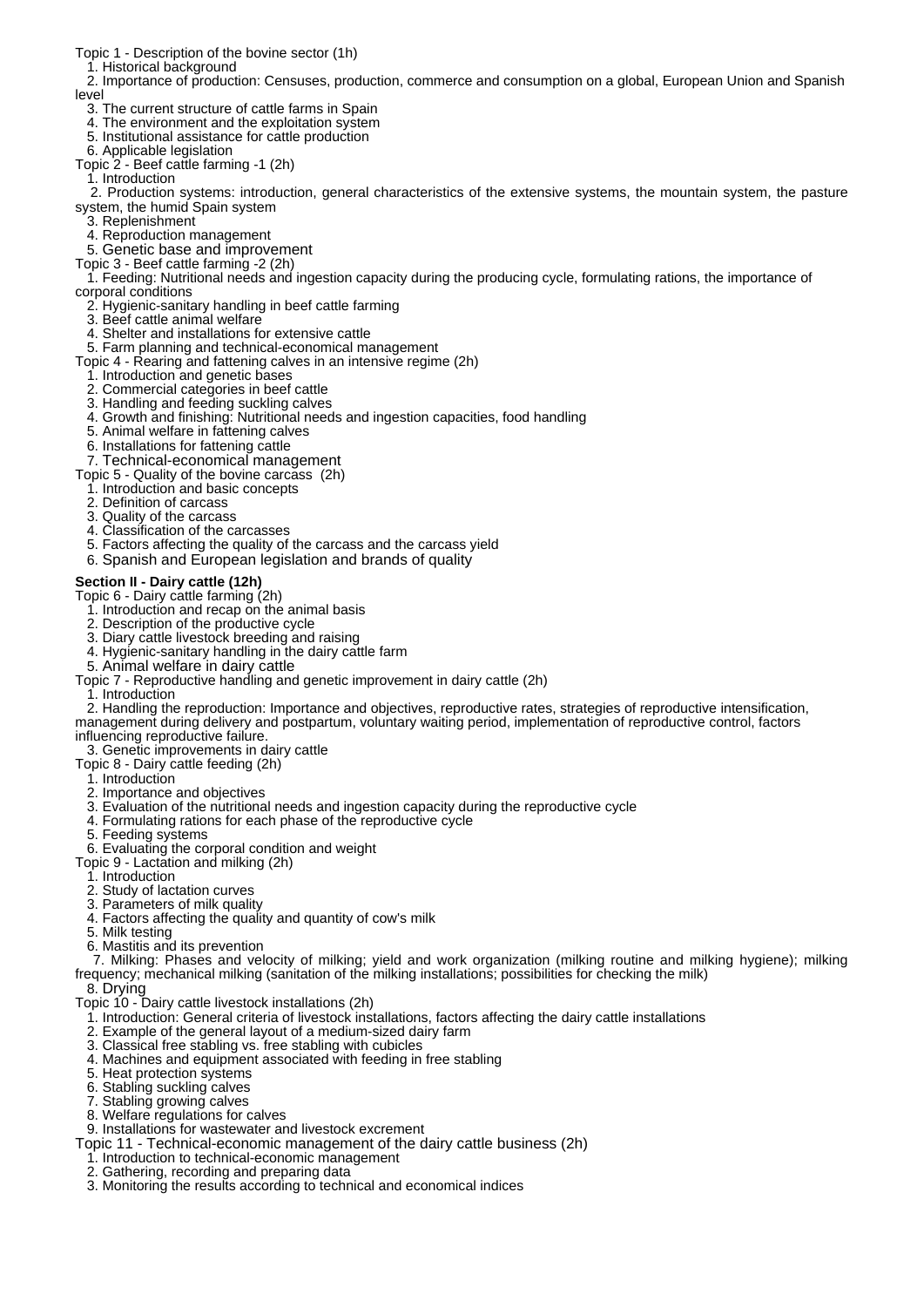Topic 1 - Description of the bovine sector (1h)

1. Historical background
2. Importance of production: Censuses, production, commerce and consumption on a global, European Union and Spanish level
3. The current structure of cattle farms in Spain
4. The environment and the exploitation system
5. Institutional assistance for cattle production
6. Applicable legislation

Topic 2 - Beef cattle farming -1 (2h)

1. Introduction
2. Production systems: introduction, general characteristics of the extensive systems, the mountain system, the pasture system, the humid Spain system
3. Replenishment
4. Reproduction management
5. Genetic base and improvement

Topic 3 - Beef cattle farming -2 (2h)

1. Feeding: Nutritional needs and ingestion capacity during the producing cycle, formulating rations, the importance of corporal conditions
2. Hygienic-sanitary handling in beef cattle farming
3. Beef cattle animal welfare
4. Shelter and installations for extensive cattle
5. Farm planning and technical-economical management

Topic 4 - Rearing and fattening calves in an intensive regime (2h)

1. Introduction and genetic bases
2. Commercial categories in beef cattle
3. Handling and feeding suckling calves
4. Growth and finishing: Nutritional needs and ingestion capacities, food handling
5. Animal welfare in fattening calves
6. Installations for fattening cattle
7. Technical-economical management

Topic 5 - Quality of the bovine carcass (2h)

1. Introduction and basic concepts
2. Definition of carcass
3. Quality of the carcass
4. Classification of the carcasses
5. Factors affecting the quality of the carcass and the carcass yield
6. Spanish and European legislation and brands of quality

**Section II - Dairy cattle (12h)**

Topic 6 - Dairy cattle farming (2h)

1. Introduction and recap on the animal basis
2. Description of the productive cycle
3. Diary cattle livestock breeding and raising
4. Hygienic-sanitary handling in the dairy cattle farm
5. Animal welfare in dairy cattle

Topic 7 - Reproductive handling and genetic improvement in dairy cattle (2h)

1. Introduction
2. Handling the reproduction: Importance and objectives, reproductive rates, strategies of reproductive intensification, management during delivery and postpartum, voluntary waiting period, implementation of reproductive control, factors influencing reproductive failure.
3. Genetic improvements in dairy cattle

Topic 8 - Dairy cattle feeding (2h)

1. Introduction
2. Importance and objectives
3. Evaluation of the nutritional needs and ingestion capacity during the reproductive cycle
4. Formulating rations for each phase of the reproductive cycle
5. Feeding systems
6. Evaluating the corporal condition and weight

Topic 9 - Lactation and milking (2h)

1. Introduction
2. Study of lactation curves
3. Parameters of milk quality
4. Factors affecting the quality and quantity of cow's milk
5. Milk testing
6. Mastitis and its prevention
7. Milking: Phases and velocity of milking; yield and work organization (milking routine and milking hygiene); milking frequency; mechanical milking (sanitation of the milking installations; possibilities for checking the milk)
8. Drying

Topic 10 - Dairy cattle livestock installations (2h)

1. Introduction: General criteria of livestock installations, factors affecting the dairy cattle installations
2. Example of the general layout of a medium-sized dairy farm
3. Classical free stabling vs. free stabling with cubicles
4. Machines and equipment associated with feeding in free stabling
5. Heat protection systems
6. Stabling suckling calves
7. Stabling growing calves
8. Welfare regulations for calves
9. Installations for wastewater and livestock excrement

Topic 11 - Technical-economic management of the dairy cattle business (2h)

1. Introduction to technical-economic management
2. Gathering, recording and preparing data
3. Monitoring the results according to technical and economical indices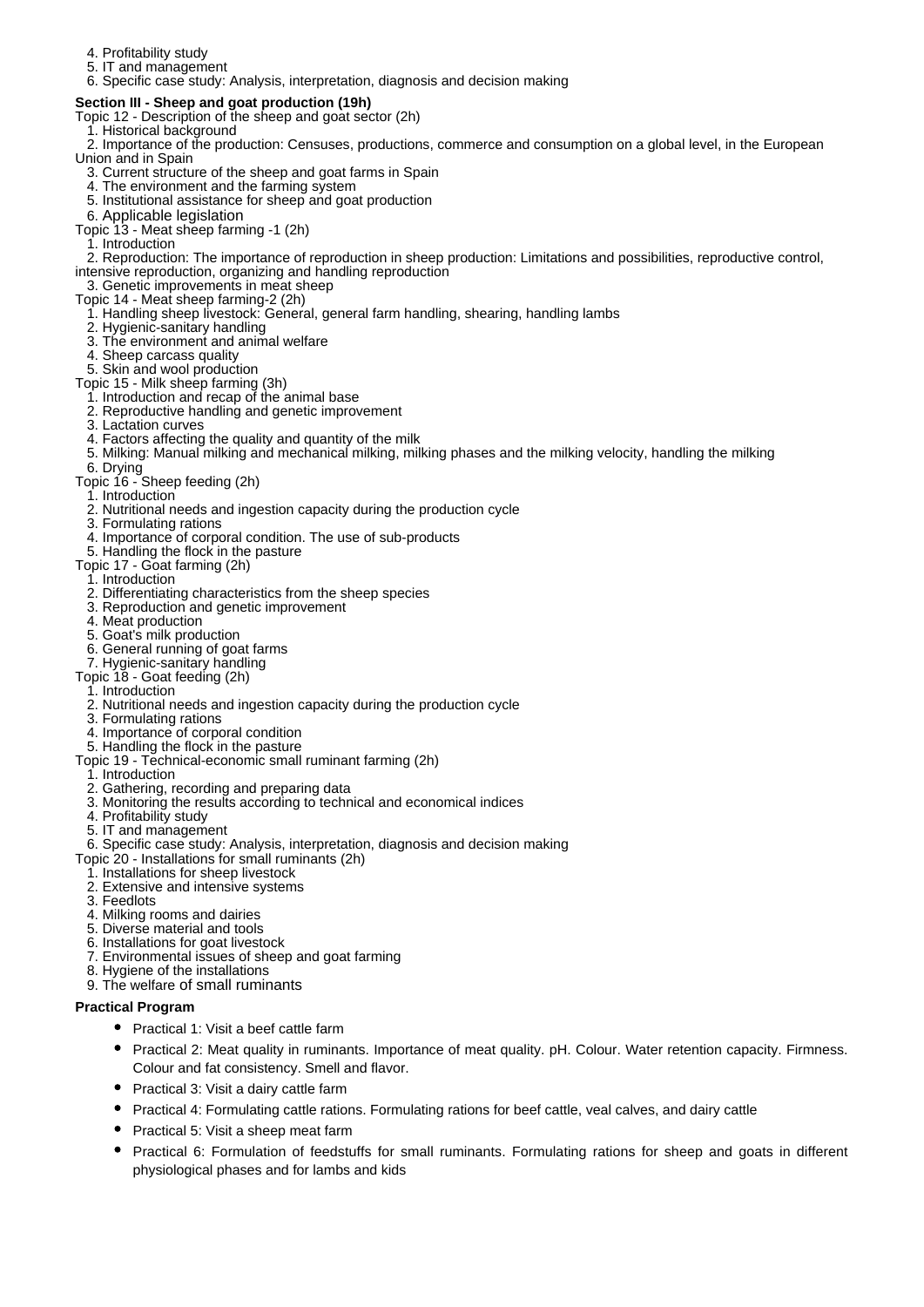4. Profitability study
5. IT and management
6. Specific case study: Analysis, interpretation, diagnosis and decision making

**Section III - Sheep and goat production (19h)**

Topic 12 - Description of the sheep and goat sector (2h)

1. Historical background
2. Importance of the production: Censuses, productions, commerce and consumption on a global level, in the European Union and in Spain
3. Current structure of the sheep and goat farms in Spain
4. The environment and the farming system
5. Institutional assistance for sheep and goat production
6. Applicable legislation

Topic 13 - Meat sheep farming -1 (2h)

1. Introduction
2. Reproduction: The importance of reproduction in sheep production: Limitations and possibilities, reproductive control, intensive reproduction, organizing and handling reproduction
3. Genetic improvements in meat sheep

Topic 14 - Meat sheep farming-2 (2h)

1. Handling sheep livestock: General, general farm handling, shearing, handling lambs
2. Hygienic-sanitary handling
3. The environment and animal welfare
4. Sheep carcass quality
5. Skin and wool production

Topic 15 - Milk sheep farming (3h)

1. Introduction and recap of the animal base
2. Reproductive handling and genetic improvement
3. Lactation curves
4. Factors affecting the quality and quantity of the milk
5. Milking: Manual milking and mechanical milking, milking phases and the milking velocity, handling the milking
6. Drying

Topic 16 - Sheep feeding (2h)

1. Introduction
2. Nutritional needs and ingestion capacity during the production cycle
3. Formulating rations
4. Importance of corporal condition. The use of sub-products
5. Handling the flock in the pasture

Topic 17 - Goat farming (2h)

1. Introduction
2. Differentiating characteristics from the sheep species
3. Reproduction and genetic improvement
4. Meat production
5. Goat's milk production
6. General running of goat farms
7. Hygienic-sanitary handling

Topic 18 - Goat feeding (2h)

1. Introduction
2. Nutritional needs and ingestion capacity during the production cycle
3. Formulating rations
4. Importance of corporal condition
5. Handling the flock in the pasture

Topic 19 - Technical-economic small ruminant farming (2h)

1. Introduction
2. Gathering, recording and preparing data
3. Monitoring the results according to technical and economical indices
4. Profitability study
5. IT and management
6. Specific case study: Analysis, interpretation, diagnosis and decision making

Topic 20 - Installations for small ruminants (2h)

1. Installations for sheep livestock
2. Extensive and intensive systems
3. Feedlots
4. Milking rooms and dairies
5. Diverse material and tools
6. Installations for goat livestock
7. Environmental issues of sheep and goat farming
8. Hygiene of the installations
9. The welfare of small ruminants

**Practical Program**

- Practical 1: Visit a beef cattle farm
- Practical 2: Meat quality in ruminants. Importance of meat quality. pH. Colour. Water retention capacity. Firmness. Colour and fat consistency. Smell and flavor.
- Practical 3: Visit a dairy cattle farm
- Practical 4: Formulating cattle rations. Formulating rations for beef cattle, veal calves, and dairy cattle
- Practical 5: Visit a sheep meat farm
- Practical 6: Formulation of feedstuffs for small ruminants. Formulating rations for sheep and goats in different physiological phases and for lambs and kids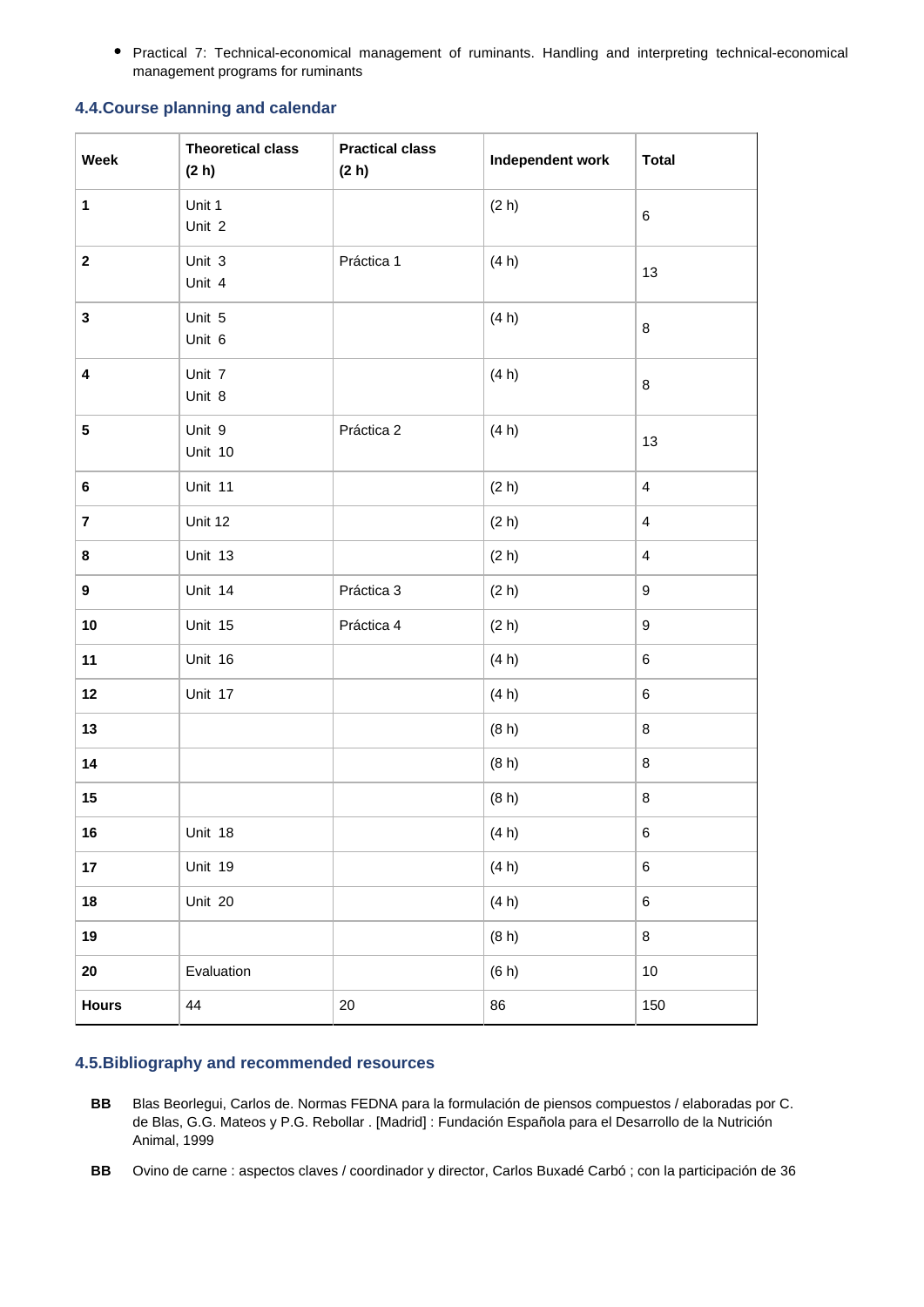- Practical 7: Technical-economical management of ruminants. Handling and interpreting technical-economical management programs for ruminants

### 4.4.Course planning and calendar

| Week | Theoretical class (2 h) | Practical class (2 h) | Independent work | Total |
|---|---|---|---|---|
| **1** | Unit 1<br>Unit 2 | | (2 h) | 6 |
| **2** | Unit 3<br>Unit 4 | Práctica 1 | (4 h) | 13 |
| **3** | Unit 5<br>Unit 6 | | (4 h) | 8 |
| **4** | Unit 7<br>Unit 8 | | (4 h) | 8 |
| **5** | Unit 9<br>Unit 10 | Práctica 2 | (4 h) | 13 |
| **6** | Unit 11 | | (2 h) | 4 |
| **7** | Unit 12 | | (2 h) | 4 |
| **8** | Unit 13 | | (2 h) | 4 |
| **9** | Unit 14 | Práctica 3 | (2 h) | 9 |
| **10** | Unit 15 | Práctica 4 | (2 h) | 9 |
| **11** | Unit 16 | | (4 h) | 6 |
| **12** | Unit 17 | | (4 h) | 6 |
| **13** | | | (8 h) | 8 |
| **14** | | | (8 h) | 8 |
| **15** | | | (8 h) | 8 |
| **16** | Unit 18 | | (4 h) | 6 |
| **17** | Unit 19 | | (4 h) | 6 |
| **18** | Unit 20 | | (4 h) | 6 |
| **19** | | | (8 h) | 8 |
| **20** | Evaluation | | (6 h) | 10 |
| **Hours** | 44 | 20 | 86 | 150 |

### 4.5.Bibliography and recommended resources

**BB** Blas Beorlegui, Carlos de. Normas FEDNA para la formulación de piensos compuestos / elaboradas por C. de Blas, G.G. Mateos y P.G. Rebollar . [Madrid] : Fundación Española para el Desarrollo de la Nutrición Animal, 1999

**BB** Ovino de carne : aspectos claves / coordinador y director, Carlos Buxadé Carbó ; con la participación de 36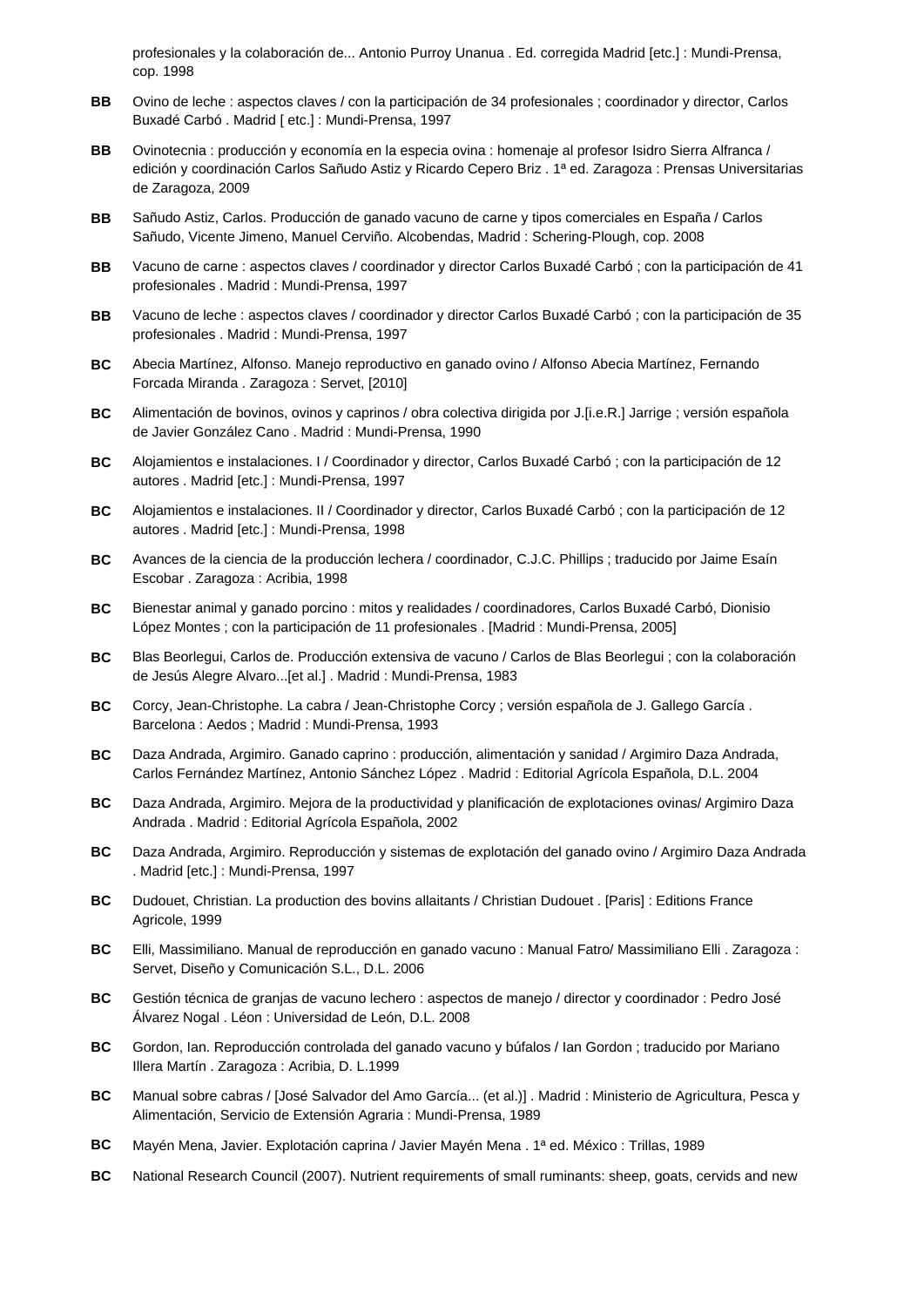profesionales y la colaboración de... Antonio Purroy Unanua . Ed. corregida Madrid [etc.] : Mundi-Prensa, cop. 1998

**BB** Ovino de leche : aspectos claves / con la participación de 34 profesionales ; coordinador y director, Carlos Buxadé Carbó . Madrid [ etc.] : Mundi-Prensa, 1997

**BB** Ovinotecnia : producción y economía en la especia ovina : homenaje al profesor Isidro Sierra Alfranca / edición y coordinación Carlos Sañudo Astiz y Ricardo Cepero Briz . 1ª ed. Zaragoza : Prensas Universitarias de Zaragoza, 2009

**BB** Sañudo Astiz, Carlos. Producción de ganado vacuno de carne y tipos comerciales en España / Carlos Sañudo, Vicente Jimeno, Manuel Cerviño. Alcobendas, Madrid : Schering-Plough, cop. 2008

**BB** Vacuno de carne : aspectos claves / coordinador y director Carlos Buxadé Carbó ; con la participación de 41 profesionales . Madrid : Mundi-Prensa, 1997

**BB** Vacuno de leche : aspectos claves / coordinador y director Carlos Buxadé Carbó ; con la participación de 35 profesionales . Madrid : Mundi-Prensa, 1997

**BC** Abecia Martínez, Alfonso. Manejo reproductivo en ganado ovino / Alfonso Abecia Martínez, Fernando Forcada Miranda . Zaragoza : Servet, [2010]

**BC** Alimentación de bovinos, ovinos y caprinos / obra colectiva dirigida por J.[i.e.R.] Jarrige ; versión española de Javier González Cano . Madrid : Mundi-Prensa, 1990

**BC** Alojamientos e instalaciones. I / Coordinador y director, Carlos Buxadé Carbó ; con la participación de 12 autores . Madrid [etc.] : Mundi-Prensa, 1997

**BC** Alojamientos e instalaciones. II / Coordinador y director, Carlos Buxadé Carbó ; con la participación de 12 autores . Madrid [etc.] : Mundi-Prensa, 1998

**BC** Avances de la ciencia de la producción lechera / coordinador, C.J.C. Phillips ; traducido por Jaime Esaín Escobar . Zaragoza : Acribia, 1998

**BC** Bienestar animal y ganado porcino : mitos y realidades / coordinadores, Carlos Buxadé Carbó, Dionisio López Montes ; con la participación de 11 profesionales . [Madrid : Mundi-Prensa, 2005]

**BC** Blas Beorlegui, Carlos de. Producción extensiva de vacuno / Carlos de Blas Beorlegui ; con la colaboración de Jesús Alegre Alvaro...[et al.] . Madrid : Mundi-Prensa, 1983

**BC** Corcy, Jean-Christophe. La cabra / Jean-Christophe Corcy ; versión española de J. Gallego García . Barcelona : Aedos ; Madrid : Mundi-Prensa, 1993

**BC** Daza Andrada, Argimiro. Ganado caprino : producción, alimentación y sanidad / Argimiro Daza Andrada, Carlos Fernández Martínez, Antonio Sánchez López . Madrid : Editorial Agrícola Española, D.L. 2004

**BC** Daza Andrada, Argimiro. Mejora de la productividad y planificación de explotaciones ovinas/ Argimiro Daza Andrada . Madrid : Editorial Agrícola Española, 2002

**BC** Daza Andrada, Argimiro. Reproducción y sistemas de explotación del ganado ovino / Argimiro Daza Andrada . Madrid [etc.] : Mundi-Prensa, 1997

**BC** Dudouet, Christian. La production des bovins allaitants / Christian Dudouet . [Paris] : Editions France Agricole, 1999

**BC** Elli, Massimiliano. Manual de reproducción en ganado vacuno : Manual Fatro/ Massimiliano Elli . Zaragoza : Servet, Diseño y Comunicación S.L., D.L. 2006

**BC** Gestión técnica de granjas de vacuno lechero : aspectos de manejo / director y coordinador : Pedro José Álvarez Nogal . Léon : Universidad de León, D.L. 2008

**BC** Gordon, Ian. Reproducción controlada del ganado vacuno y búfalos / Ian Gordon ; traducido por Mariano Illera Martín . Zaragoza : Acribia, D. L.1999

**BC** Manual sobre cabras / [José Salvador del Amo García... (et al.)] . Madrid : Ministerio de Agricultura, Pesca y Alimentación, Servicio de Extensión Agraria : Mundi-Prensa, 1989

**BC** Mayén Mena, Javier. Explotación caprina / Javier Mayén Mena . 1ª ed. México : Trillas, 1989

**BC** National Research Council (2007). Nutrient requirements of small ruminants: sheep, goats, cervids and new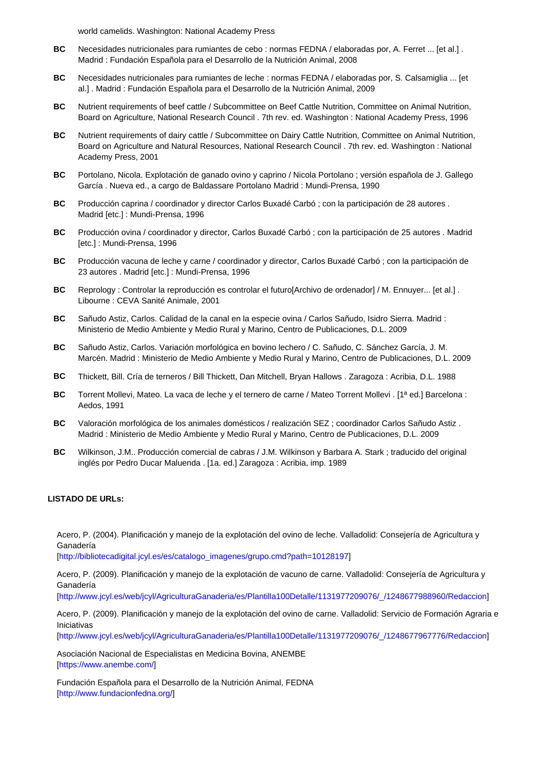world camelids. Washington: National Academy Press

**BC** Necesidades nutricionales para rumiantes de cebo : normas FEDNA / elaboradas por, A. Ferret ... [et al.] . Madrid : Fundación Española para el Desarrollo de la Nutrición Animal, 2008

**BC** Necesidades nutricionales para rumiantes de leche : normas FEDNA / elaboradas por, S. Calsamiglia ... [et al.] . Madrid : Fundación Española para el Desarrollo de la Nutrición Animal, 2009

**BC** Nutrient requirements of beef cattle / Subcommittee on Beef Cattle Nutrition, Committee on Animal Nutrition, Board on Agriculture, National Research Council . 7th rev. ed. Washington : National Academy Press, 1996

**BC** Nutrient requirements of dairy cattle / Subcommittee on Dairy Cattle Nutrition, Committee on Animal Nutrition, Board on Agriculture and Natural Resources, National Research Council . 7th rev. ed. Washington : National Academy Press, 2001

**BC** Portolano, Nicola. Explotación de ganado ovino y caprino / Nicola Portolano ; versión española de J. Gallego García . Nueva ed., a cargo de Baldassare Portolano Madrid : Mundi-Prensa, 1990

**BC** Producción caprina / coordinador y director Carlos Buxadé Carbó ; con la participación de 28 autores . Madrid [etc.] : Mundi-Prensa, 1996

**BC** Producción ovina / coordinador y director, Carlos Buxadé Carbó ; con la participación de 25 autores . Madrid [etc.] : Mundi-Prensa, 1996

**BC** Producción vacuna de leche y carne / coordinador y director, Carlos Buxadé Carbó ; con la participación de 23 autores . Madrid [etc.] : Mundi-Prensa, 1996

**BC** Reprology : Controlar la reproducción es controlar el futuro[Archivo de ordenador] / M. Ennuyer... [et al.] . Libourne : CEVA Santé Animale, 2001

**BC** Sañudo Astiz, Carlos. Calidad de la canal en la especie ovina / Carlos Sañudo, Isidro Sierra. Madrid : Ministerio de Medio Ambiente y Medio Rural y Marino, Centro de Publicaciones, D.L. 2009

**BC** Sañudo Astiz, Carlos. Variación morfológica en bovino lechero / C. Sañudo, C. Sánchez García, J. M. Marcén. Madrid : Ministerio de Medio Ambiente y Medio Rural y Marino, Centro de Publicaciones, D.L. 2009

**BC** Thickett, Bill. Cría de terneros / Bill Thickett, Dan Mitchell, Bryan Hallows . Zaragoza : Acribia, D.L. 1988

**BC** Torrent Mollevi, Mateo. La vaca de leche y el ternero de carne / Mateo Torrent Mollevi . [1ª ed.] Barcelona : Aedos, 1991

**BC** Valoración morfológica de los animales domésticos / realización SEZ ; coordinador Carlos Sañudo Astiz . Madrid : Ministerio de Medio Ambiente y Medio Rural y Marino, Centro de Publicaciones, D.L. 2009

**BC** Wilkinson, J.M.. Producción comercial de cabras / J.M. Wilkinson y Barbara A. Stark ; traducido del original inglés por Pedro Ducar Maluenda . [1a. ed.] Zaragoza : Acribia, imp. 1989

**LISTADO DE URLs:**

Acero, P. (2004). Planificación y manejo de la explotación del ovino de leche. Valladolid: Consejería de Agricultura y Ganadería
[http://bibliotecadigital.jcyl.es/es/catalogo_imagenes/grupo.cmd?path=10128197]

Acero, P. (2009). Planificación y manejo de la explotación de vacuno de carne. Valladolid: Consejería de Agricultura y Ganadería
[http://www.jcyl.es/web/jcyl/AgriculturaGanaderia/es/Plantilla100Detalle/1131977209076/_/1248677988960/Redaccion]

Acero, P. (2009). Planificación y manejo de la explotación del ovino de carne. Valladolid: Servicio de Formación Agraria e Iniciativas
[http://www.jcyl.es/web/jcyl/AgriculturaGanaderia/es/Plantilla100Detalle/1131977209076/_/1248677967776/Redaccion]

Asociación Nacional de Especialistas en Medicina Bovina, ANEMBE
[https://www.anembe.com/]

Fundación Española para el Desarrollo de la Nutrición Animal, FEDNA
[http://www.fundacionfedna.org/]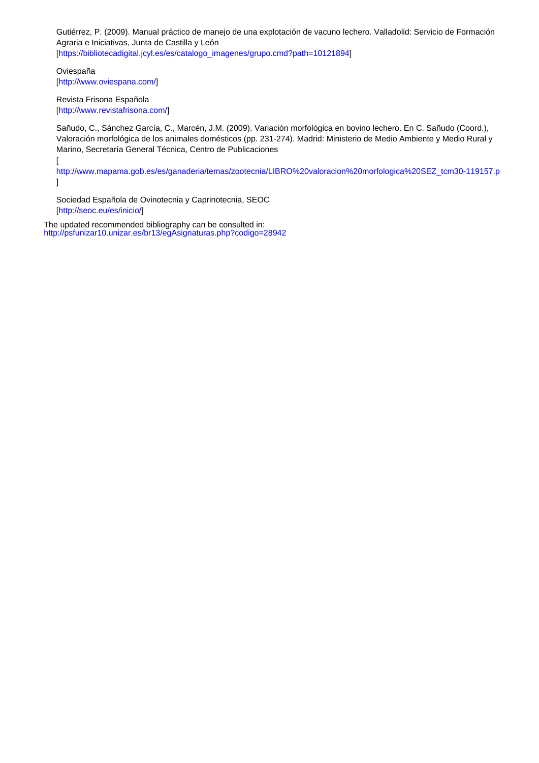Gutiérrez, P. (2009). Manual práctico de manejo de una explotación de vacuno lechero. Valladolid: Servicio de Formación Agraria e Iniciativas, Junta de Castilla y León
[https://bibliotecadigital.jcyl.es/es/catalogo_imagenes/grupo.cmd?path=10121894]

Oviespaña
[http://www.oviespana.com/]

Revista Frisona Española
[http://www.revistafrisona.com/]

Sañudo, C., Sánchez García, C., Marcén, J.M. (2009). Variación morfológica en bovino lechero. En C. Sañudo (Coord.), Valoración morfológica de los animales domésticos (pp. 231-274). Madrid: Ministerio de Medio Ambiente y Medio Rural y Marino, Secretaría General Técnica, Centro de Publicaciones
[
http://www.mapama.gob.es/es/ganaderia/temas/zootecnia/LIBRO%20valoracion%20morfologica%20SEZ_tcm30-119157.p
]

Sociedad Española de Ovinotecnia y Caprinotecnia, SEOC
[http://seoc.eu/es/inicio/]

The updated recommended bibliography can be consulted in:
http://psfunizar10.unizar.es/br13/egAsignaturas.php?codigo=28942